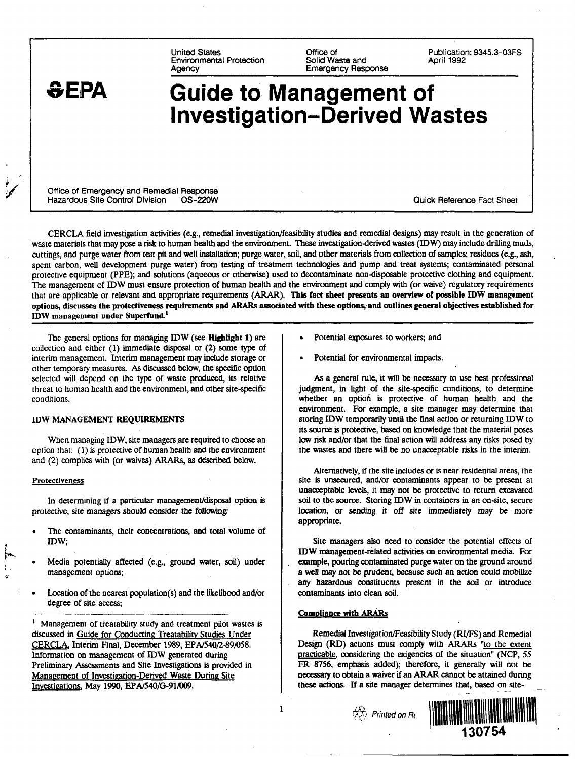United States Environmental Protection Agency

Office of Solid Waste and Emergency Response

Publication: 9345.3-03FS
April 1992

**EPA**

# Guide to Management of Investigation-Derived Wastes

Office of Emergency and Remedial Response
Hazardous Site Control Division OS-220W

Quick Reference Fact Sheet

CERCLA field investigation activities (e.g., remedial investigation/feasibility studies and remedial designs) may result in the generation of waste materials that may pose a risk to human health and the environment. These investigation-derived wastes (IDW) may include drilling muds, cuttings, and purge water from test pit and well installation; purge water, soil, and other materials from collection of samples; residues (e.g., ash, spent carbon, well development purge water) from testing of treatment technologies and pump and treat systems; contaminated personal protective equipment (PPE); and solutions (aqueous or otherwise) used to decontaminate non-disposable protective clothing and equipment. The management of IDW must ensure protection of human health and the environment and comply with (or waive) regulatory requirements that are applicable or relevant and appropriate requirements (ARAR). **This fact sheet presents an overview of possible IDW management options, discusses the protectiveness requirements and ARARs associated with these options, and outlines general objectives established for IDW management under Superfund.**[1]

The general options for managing IDW (see **Highlight 1**) are collection and either (1) immediate disposal or (2) some type of interim management. Interim management may include storage or other temporary measures. As discussed below, the specific option selected will depend on the type of waste produced, its relative threat to human health and the environment, and other site-specific conditions.

## IDW MANAGEMENT REQUIREMENTS

When managing IDW, site managers are required to choose an option that: (1) is protective of human health and the environment and (2) complies with (or waives) ARARs, as described below.

### Protectiveness

In determining if a particular management/disposal option is protective, site managers should consider the following:

- The contaminants, their concentrations, and total volume of IDW;
- Media potentially affected (e.g., ground water, soil) under management options;
- Location of the nearest population(s) and the likelihood and/or degree of site access;
- Potential exposures to workers; and
- Potential for environmental impacts.

As a general rule, it will be necessary to use best professional judgment, in light of the site-specific conditions, to determine whether an option is protective of human health and the environment. For example, a site manager may determine that storing IDW temporarily until the final action or returning IDW to its source is protective, based on knowledge that the material poses low risk and/or that the final action will address any risks posed by the wastes and there will be no unacceptable risks in the interim.

Alternatively, if the site includes or is near residential areas, the site is unsecured, and/or contaminants appear to be present at unacceptable levels, it may not be protective to return excavated soil to the source. Storing IDW in containers in an on-site, secure location, or sending it off site immediately may be more appropriate.

Site managers also need to consider the potential effects of IDW management-related activities on environmental media. For example, pouring contaminated purge water on the ground around a well may not be prudent, because such an action could mobilize any hazardous constituents present in the soil or introduce contaminants into clean soil.

### Compliance with ARARs

Remedial Investigation/Feasibility Study (RI/FS) and Remedial Design (RD) actions must comply with ARARs "to the extent practicable, considering the exigencies of the situation" (NCP, 55 FR 8756, emphasis added); therefore, it generally will not be necessary to obtain a waiver if an ARAR cannot be attained during these actions. If a site manager determines that, based on site-

---

[1] Management of treatability study and treatment pilot wastes is discussed in Guide for Conducting Treatability Studies Under CERCLA, Interim Final, December 1989, EPA/540/2-89/058. Information on management of IDW generated during Preliminary Assessments and Site Investigations is provided in Management of Investigation-Derived Waste During Site Investigations, May 1990, EPA/540/G-91/009.

Printed on R

130754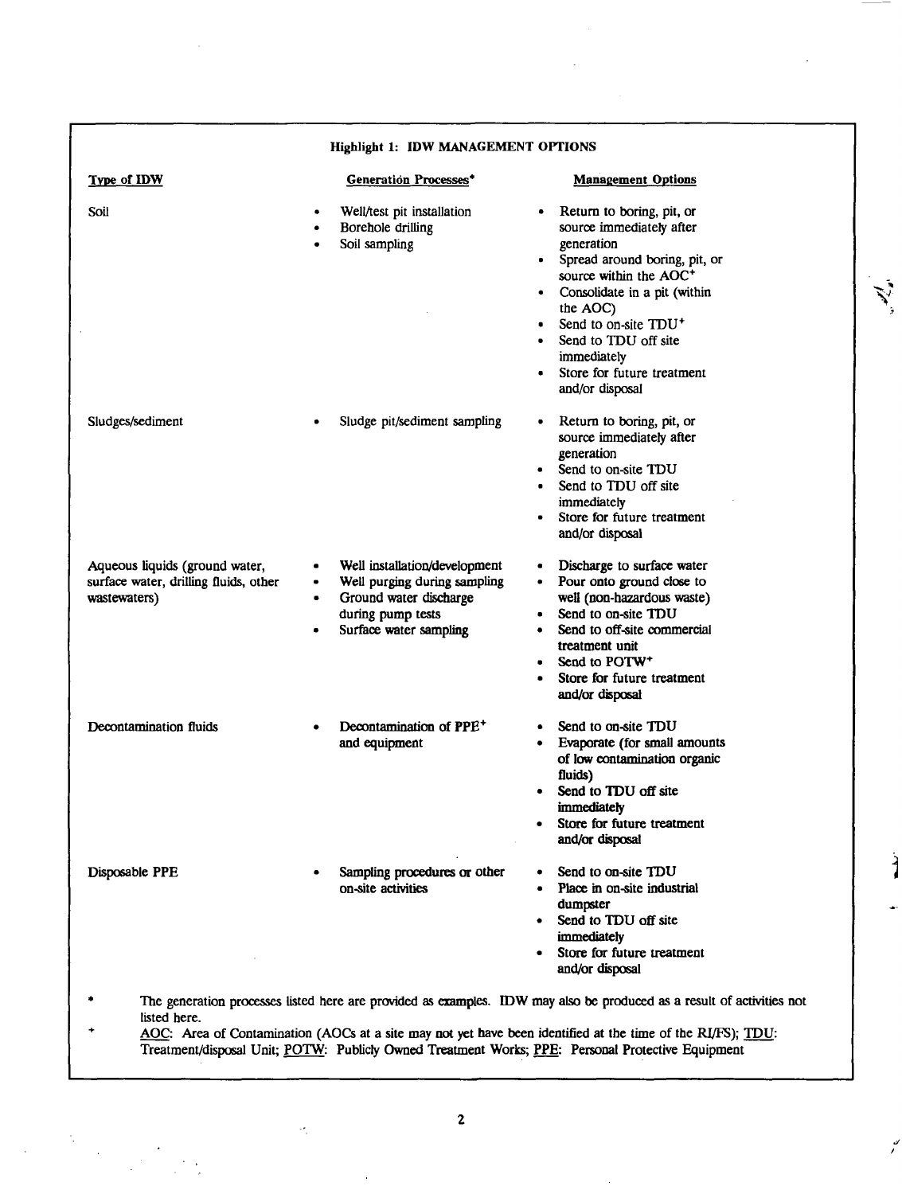**Highlight 1: IDW MANAGEMENT OPTIONS**

| Type of IDW | Generation Processes* | Management Options |
|---|---|---|
| Soil | • Well/test pit installation<br>• Borehole drilling<br>• Soil sampling | • Return to boring, pit, or source immediately after generation<br>• Spread around boring, pit, or source within the AOC+<br>• Consolidate in a pit (within the AOC)<br>• Send to on-site TDU+<br>• Send to TDU off site immediately<br>• Store for future treatment and/or disposal |
| Sludges/sediment | • Sludge pit/sediment sampling | • Return to boring, pit, or source immediately after generation<br>• Send to on-site TDU<br>• Send to TDU off site immediately<br>• Store for future treatment and/or disposal |
| Aqueous liquids (ground water, surface water, drilling fluids, other wastewaters) | • Well installation/development<br>• Well purging during sampling<br>• Ground water discharge during pump tests<br>• Surface water sampling | • Discharge to surface water<br>• Pour onto ground close to well (non-hazardous waste)<br>• Send to on-site TDU<br>• Send to off-site commercial treatment unit<br>• Send to POTW+<br>• Store for future treatment and/or disposal |
| Decontamination fluids | • Decontamination of PPE+ and equipment | • Send to on-site TDU<br>• Evaporate (for small amounts of low contamination organic fluids)<br>• Send to TDU off site immediately<br>• Store for future treatment and/or disposal |
| Disposable PPE | • Sampling procedures or other on-site activities | • Send to on-site TDU<br>• Place in on-site industrial dumpster<br>• Send to TDU off site immediately<br>• Store for future treatment and/or disposal |

\* The generation processes listed here are provided as examples. IDW may also be produced as a result of activities not listed here.

\+ AOC: Area of Contamination (AOCs at a site may not yet have been identified at the time of the RI/FS); TDU: Treatment/disposal Unit; POTW: Publicly Owned Treatment Works; PPE: Personal Protective Equipment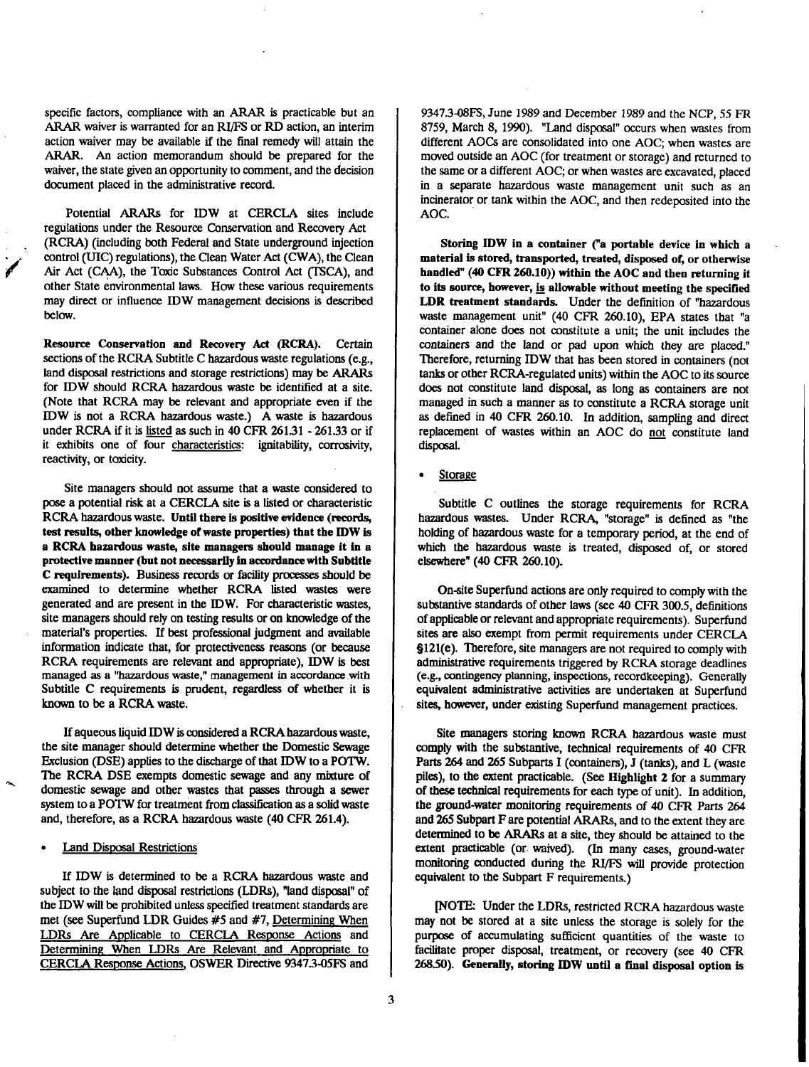specific factors, compliance with an ARAR is practicable but an ARAR waiver is warranted for an RI/FS or RD action, an interim action waiver may be available if the final remedy will attain the ARAR. An action memorandum should be prepared for the waiver, the state given an opportunity to comment, and the decision document placed in the administrative record.

Potential ARARs for IDW at CERCLA sites include regulations under the Resource Conservation and Recovery Act (RCRA) (including both Federal and State underground injection control (UIC) regulations), the Clean Water Act (CWA), the Clean Air Act (CAA), the Toxic Substances Control Act (TSCA), and other State environmental laws. How these various requirements may direct or influence IDW management decisions is described below.

**Resource Conservation and Recovery Act (RCRA).** Certain sections of the RCRA Subtitle C hazardous waste regulations (e.g., land disposal restrictions and storage restrictions) may be ARARs for IDW should RCRA hazardous waste be identified at a site. (Note that RCRA may be relevant and appropriate even if the IDW is not a RCRA hazardous waste.) A waste is hazardous under RCRA if it is listed as such in 40 CFR 261.31 - 261.33 or if it exhibits one of four characteristics: ignitability, corrosivity, reactivity, or toxicity.

Site managers should not assume that a waste considered to pose a potential risk at a CERCLA site is a listed or characteristic RCRA hazardous waste. **Until there is positive evidence (records, test results, other knowledge of waste properties) that the IDW is a RCRA hazardous waste, site managers should manage it in a protective manner (but not necessarily in accordance with Subtitle C requirements).** Business records or facility processes should be examined to determine whether RCRA listed wastes were generated and are present in the IDW. For characteristic wastes, site managers should rely on testing results or on knowledge of the material's properties. If best professional judgment and available information indicate that, for protectiveness reasons (or because RCRA requirements are relevant and appropriate), IDW is best managed as a "hazardous waste," management in accordance with Subtitle C requirements is prudent, regardless of whether it is known to be a RCRA waste.

If aqueous liquid IDW is considered a RCRA hazardous waste, the site manager should determine whether the Domestic Sewage Exclusion (DSE) applies to the discharge of that IDW to a POTW. The RCRA DSE exempts domestic sewage and any mixture of domestic sewage and other wastes that passes through a sewer system to a POTW for treatment from classification as a solid waste and, therefore, as a RCRA hazardous waste (40 CFR 261.4).

- Land Disposal Restrictions

If IDW is determined to be a RCRA hazardous waste and subject to the land disposal restrictions (LDRs), "land disposal" of the IDW will be prohibited unless specified treatment standards are met (see Superfund LDR Guides #5 and #7, Determining When LDRs Are Applicable to CERCLA Response Actions and Determining When LDRs Are Relevant and Appropriate to CERCLA Response Actions, OSWER Directive 9347.3-05FS and 9347.3-08FS, June 1989 and December 1989 and the NCP, 55 FR 8759, March 8, 1990). "Land disposal" occurs when wastes from different AOCs are consolidated into one AOC; when wastes are moved outside an AOC (for treatment or storage) and returned to the same or a different AOC; or when wastes are excavated, placed in a separate hazardous waste management unit such as an incinerator or tank within the AOC, and then redeposited into the AOC.

**Storing IDW in a container ("a portable device in which a material is stored, transported, treated, disposed of, or otherwise handled" (40 CFR 260.10)) within the AOC and then returning it to its source, however, is allowable without meeting the specified LDR treatment standards.** Under the definition of "hazardous waste management unit" (40 CFR 260.10), EPA states that "a container alone does not constitute a unit; the unit includes the containers and the land or pad upon which they are placed." Therefore, returning IDW that has been stored in containers (not tanks or other RCRA-regulated units) within the AOC to its source does not constitute land disposal, as long as containers are not managed in such a manner as to constitute a RCRA storage unit as defined in 40 CFR 260.10. In addition, sampling and direct replacement of wastes within an AOC do not constitute land disposal.

- Storage

Subtitle C outlines the storage requirements for RCRA hazardous wastes. Under RCRA, "storage" is defined as "the holding of hazardous waste for a temporary period, at the end of which the hazardous waste is treated, disposed of, or stored elsewhere" (40 CFR 260.10).

On-site Superfund actions are only required to comply with the substantive standards of other laws (see 40 CFR 300.5, definitions of applicable or relevant and appropriate requirements). Superfund sites are also exempt from permit requirements under CERCLA §121(e). Therefore, site managers are not required to comply with administrative requirements triggered by RCRA storage deadlines (e.g., contingency planning, inspections, recordkeeping). Generally equivalent administrative activities are undertaken at Superfund sites, however, under existing Superfund management practices.

Site managers storing known RCRA hazardous waste must comply with the substantive, technical requirements of 40 CFR Parts 264 and 265 Subparts I (containers), J (tanks), and L (waste piles), to the extent practicable. (See **Highlight 2** for a summary of these technical requirements for each type of unit). In addition, the ground-water monitoring requirements of 40 CFR Parts 264 and 265 Subpart F are potential ARARs, and to the extent they are determined to be ARARs at a site, they should be attained to the extent practicable (or waived). (In many cases, ground-water monitoring conducted during the RI/FS will provide protection equivalent to the Subpart F requirements.)

[NOTE: Under the LDRs, restricted RCRA hazardous waste may not be stored at a site unless the storage is solely for the purpose of accumulating sufficient quantities of the waste to facilitate proper disposal, treatment, or recovery (see 40 CFR 268.50). **Generally, storing IDW until a final disposal option is**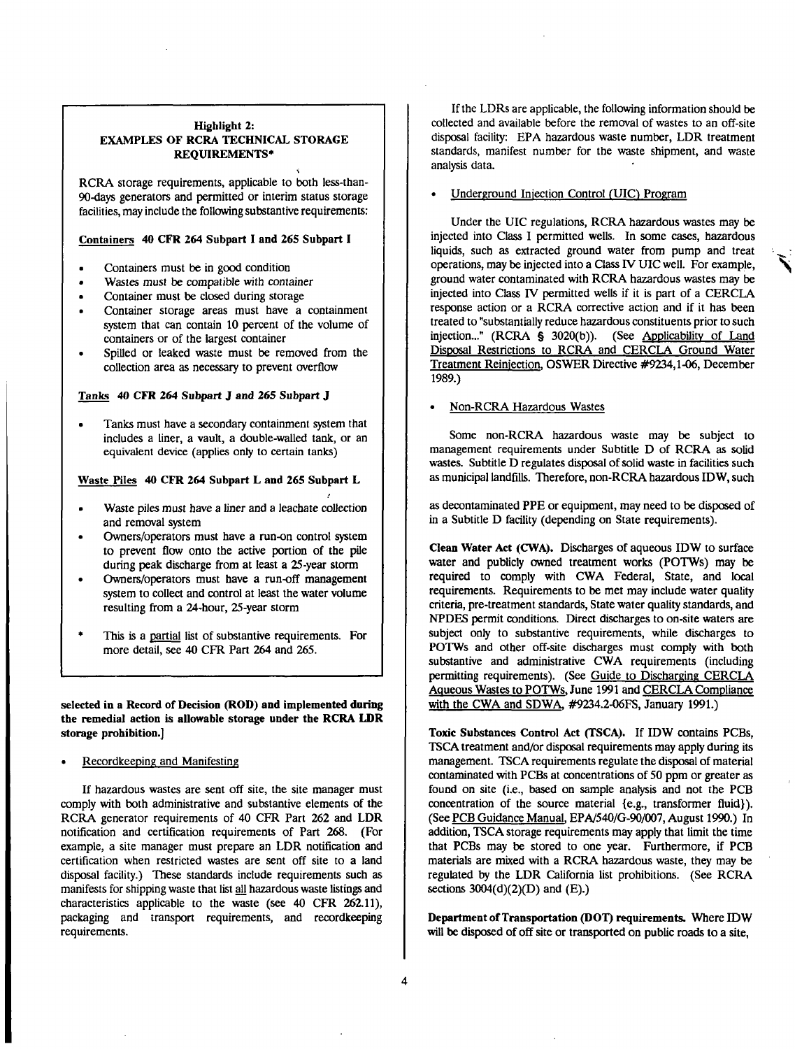> **Highlight 2:**
> **EXAMPLES OF RCRA TECHNICAL STORAGE REQUIREMENTS***
>
> RCRA storage requirements, applicable to both less-than-90-days generators and permitted or interim status storage facilities, may include the following substantive requirements:
>
> **Containers 40 CFR 264 Subpart I and 265 Subpart I**
>
> - Containers must be in good condition
> - Wastes must be compatible with container
> - Container must be closed during storage
> - Container storage areas must have a containment system that can contain 10 percent of the volume of containers or of the largest container
> - Spilled or leaked waste must be removed from the collection area as necessary to prevent overflow
>
> **Tanks 40 CFR 264 Subpart J and 265 Subpart J**
>
> - Tanks must have a secondary containment system that includes a liner, a vault, a double-walled tank, or an equivalent device (applies only to certain tanks)
>
> **Waste Piles 40 CFR 264 Subpart L and 265 Subpart L**
>
> - Waste piles must have a liner and a leachate collection and removal system
> - Owners/operators must have a run-on control system to prevent flow onto the active portion of the pile during peak discharge from at least a 25-year storm
> - Owners/operators must have a run-off management system to collect and control at least the water volume resulting from a 24-hour, 25-year storm
>
> \* This is a partial list of substantive requirements. For more detail, see 40 CFR Part 264 and 265.

**selected in a Record of Decision (ROD) and implemented during the remedial action is allowable storage under the RCRA LDR storage prohibition.]**

- Recordkeeping and Manifesting

If hazardous wastes are sent off site, the site manager must comply with both administrative and substantive elements of the RCRA generator requirements of 40 CFR Part 262 and LDR notification and certification requirements of Part 268. (For example, a site manager must prepare an LDR notification and certification when restricted wastes are sent off site to a land disposal facility.) These standards include requirements such as manifests for shipping waste that list all hazardous waste listings and characteristics applicable to the waste (see 40 CFR 262.11), packaging and transport requirements, and recordkeeping requirements.

If the LDRs are applicable, the following information should be collected and available before the removal of wastes to an off-site disposal facility: EPA hazardous waste number, LDR treatment standards, manifest number for the waste shipment, and waste analysis data.

- Underground Injection Control (UIC) Program

Under the UIC regulations, RCRA hazardous wastes may be injected into Class I permitted wells. In some cases, hazardous liquids, such as extracted ground water from pump and treat operations, may be injected into a Class IV UIC well. For example, ground water contaminated with RCRA hazardous wastes may be injected into Class IV permitted wells if it is part of a CERCLA response action or a RCRA corrective action and if it has been treated to "substantially reduce hazardous constituents prior to such injection..." (RCRA § 3020(b)). (See Applicability of Land Disposal Restrictions to RCRA and CERCLA Ground Water Treatment Reinjection, OSWER Directive #9234,1-06, December 1989.)

- Non-RCRA Hazardous Wastes

Some non-RCRA hazardous waste may be subject to management requirements under Subtitle D of RCRA as solid wastes. Subtitle D regulates disposal of solid waste in facilities such as municipal landfills. Therefore, non-RCRA hazardous IDW, such as decontaminated PPE or equipment, may need to be disposed of in a Subtitle D facility (depending on State requirements).

**Clean Water Act (CWA).** Discharges of aqueous IDW to surface water and publicly owned treatment works (POTWs) may be required to comply with CWA Federal, State, and local requirements. Requirements to be met may include water quality criteria, pre-treatment standards, State water quality standards, and NPDES permit conditions. Direct discharges to on-site waters are subject only to substantive requirements, while discharges to POTWs and other off-site discharges must comply with both substantive and administrative CWA requirements (including permitting requirements). (See Guide to Discharging CERCLA Aqueous Wastes to POTWs, June 1991 and CERCLA Compliance with the CWA and SDWA, #9234.2-06FS, January 1991.)

**Toxic Substances Control Act (TSCA).** If IDW contains PCBs, TSCA treatment and/or disposal requirements may apply during its management. TSCA requirements regulate the disposal of material contaminated with PCBs at concentrations of 50 ppm or greater as found on site (i.e., based on sample analysis and not the PCB concentration of the source material {e.g., transformer fluid}). (See PCB Guidance Manual, EPA/540/G-90/007, August 1990.) In addition, TSCA storage requirements may apply that limit the time that PCBs may be stored to one year. Furthermore, if PCB materials are mixed with a RCRA hazardous waste, they may be regulated by the LDR California list prohibitions. (See RCRA sections 3004(d)(2)(D) and (E).)

**Department of Transportation (DOT) requirements.** Where IDW will be disposed of off site or transported on public roads to a site,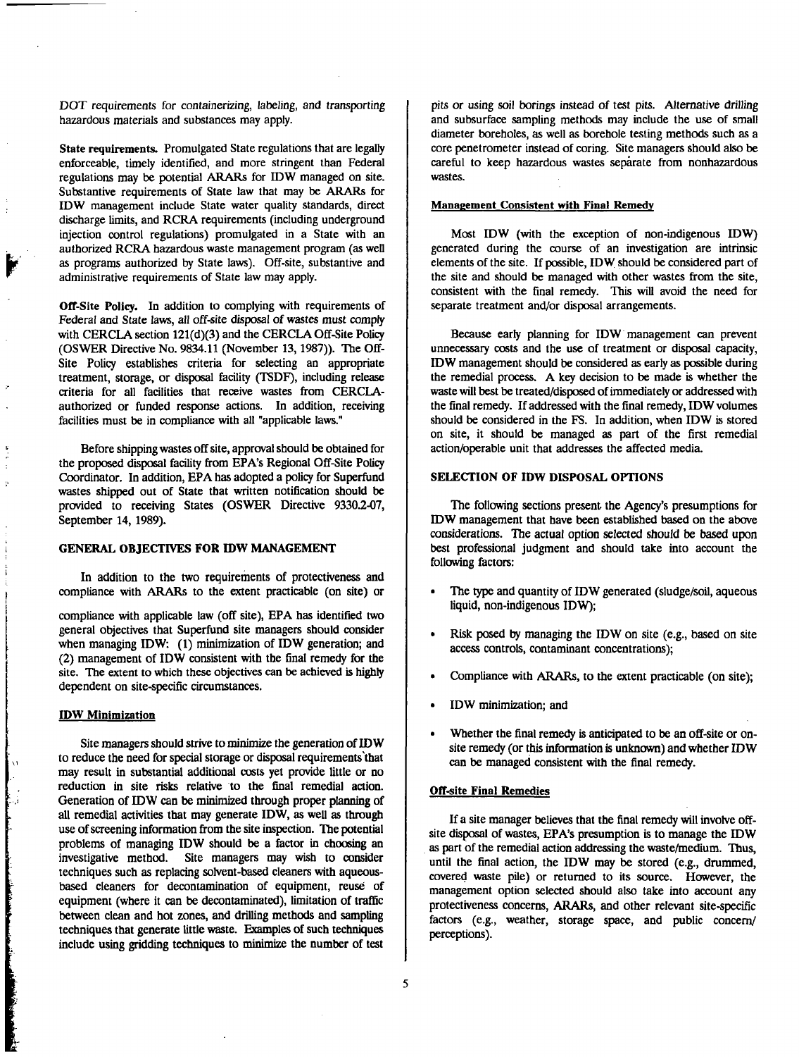DOT requirements for containerizing, labeling, and transporting hazardous materials and substances may apply.

**State requirements.** Promulgated State regulations that are legally enforceable, timely identified, and more stringent than Federal regulations may be potential ARARs for IDW managed on site. Substantive requirements of State law that may be ARARs for IDW management include State water quality standards, direct discharge limits, and RCRA requirements (including underground injection control regulations) promulgated in a State with an authorized RCRA hazardous waste management program (as well as programs authorized by State laws). Off-site, substantive and administrative requirements of State law may apply.

**Off-Site Policy.** In addition to complying with requirements of Federal and State laws, all off-site disposal of wastes must comply with CERCLA section 121(d)(3) and the CERCLA Off-Site Policy (OSWER Directive No. 9834.11 (November 13, 1987)). The Off-Site Policy establishes criteria for selecting an appropriate treatment, storage, or disposal facility (TSDF), including release criteria for all facilities that receive wastes from CERCLA-authorized or funded response actions. In addition, receiving facilities must be in compliance with all "applicable laws."

Before shipping wastes off site, approval should be obtained for the proposed disposal facility from EPA's Regional Off-Site Policy Coordinator. In addition, EPA has adopted a policy for Superfund wastes shipped out of State that written notification should be provided to receiving States (OSWER Directive 9330.2-07, September 14, 1989).

## GENERAL OBJECTIVES FOR IDW MANAGEMENT

In addition to the two requirements of protectiveness and compliance with ARARs to the extent practicable (on site) or compliance with applicable law (off site), EPA has identified two general objectives that Superfund site managers should consider when managing IDW: (1) minimization of IDW generation; and (2) management of IDW consistent with the final remedy for the site. The extent to which these objectives can be achieved is highly dependent on site-specific circumstances.

### IDW Minimization

Site managers should strive to minimize the generation of IDW to reduce the need for special storage or disposal requirements that may result in substantial additional costs yet provide little or no reduction in site risks relative to the final remedial action. Generation of IDW can be minimized through proper planning of all remedial activities that may generate IDW, as well as through use of screening information from the site inspection. The potential problems of managing IDW should be a factor in choosing an investigative method. Site managers may wish to consider techniques such as replacing solvent-based cleaners with aqueous-based cleaners for decontamination of equipment, reuse of equipment (where it can be decontaminated), limitation of traffic between clean and hot zones, and drilling methods and sampling techniques that generate little waste. Examples of such techniques include using gridding techniques to minimize the number of test pits or using soil borings instead of test pits. Alternative drilling and subsurface sampling methods may include the use of small diameter boreholes, as well as borehole testing methods such as a core penetrometer instead of coring. Site managers should also be careful to keep hazardous wastes separate from nonhazardous wastes.

### Management Consistent with Final Remedy

Most IDW (with the exception of non-indigenous IDW) generated during the course of an investigation are intrinsic elements of the site. If possible, IDW should be considered part of the site and should be managed with other wastes from the site, consistent with the final remedy. This will avoid the need for separate treatment and/or disposal arrangements.

Because early planning for IDW management can prevent unnecessary costs and the use of treatment or disposal capacity, IDW management should be considered as early as possible during the remedial process. A key decision to be made is whether the waste will best be treated/disposed of immediately or addressed with the final remedy. If addressed with the final remedy, IDW volumes should be considered in the FS. In addition, when IDW is stored on site, it should be managed as part of the first remedial action/operable unit that addresses the affected media.

## SELECTION OF IDW DISPOSAL OPTIONS

The following sections present the Agency's presumptions for IDW management that have been established based on the above considerations. The actual option selected should be based upon best professional judgment and should take into account the following factors:

- The type and quantity of IDW generated (sludge/soil, aqueous liquid, non-indigenous IDW);
- Risk posed by managing the IDW on site (e.g., based on site access controls, contaminant concentrations);
- Compliance with ARARs, to the extent practicable (on site);
- IDW minimization; and
- Whether the final remedy is anticipated to be an off-site or on-site remedy (or this information is unknown) and whether IDW can be managed consistent with the final remedy.

### Off-site Final Remedies

If a site manager believes that the final remedy will involve off-site disposal of wastes, EPA's presumption is to manage the IDW as part of the remedial action addressing the waste/medium. Thus, until the final action, the IDW may be stored (e.g., drummed, covered waste pile) or returned to its source. However, the management option selected should also take into account any protectiveness concerns, ARARs, and other relevant site-specific factors (e.g., weather, storage space, and public concern/perceptions).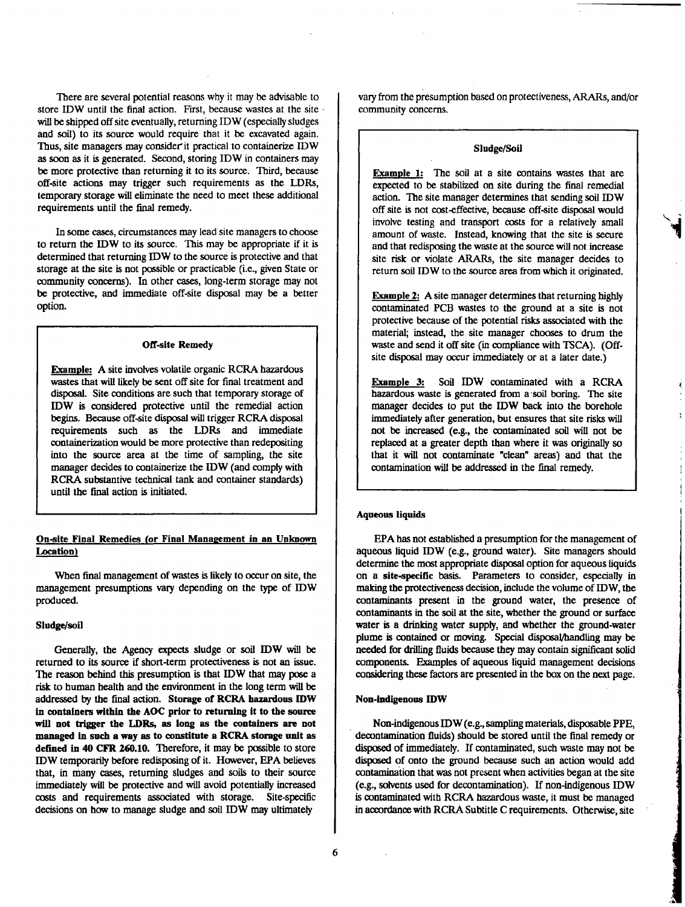There are several potential reasons why it may be advisable to store IDW until the final action. First, because wastes at the site will be shipped off site eventually, returning IDW (especially sludges and soil) to its source would require that it be excavated again. Thus, site managers may consider it practical to containerize IDW as soon as it is generated. Second, storing IDW in containers may be more protective than returning it to its source. Third, because off-site actions may trigger such requirements as the LDRs, temporary storage will eliminate the need to meet these additional requirements until the final remedy.

In some cases, circumstances may lead site managers to choose to return the IDW to its source. This may be appropriate if it is determined that returning IDW to the source is protective and that storage at the site is not possible or practicable (i.e., given State or community concerns). In other cases, long-term storage may not be protective, and immediate off-site disposal may be a better option.

> **Off-site Remedy**
>
> **Example:** A site involves volatile organic RCRA hazardous wastes that will likely be sent off site for final treatment and disposal. Site conditions are such that temporary storage of IDW is considered protective until the remedial action begins. Because off-site disposal will trigger RCRA disposal requirements such as the LDRs and immediate containerization would be more protective than redepositing into the source area at the time of sampling, the site manager decides to containerize the IDW (and comply with RCRA substantive technical tank and container standards) until the final action is initiated.

### On-site Final Remedies (or Final Management in an Unknown Location)

When final management of wastes is likely to occur on site, the management presumptions vary depending on the type of IDW produced.

#### Sludge/soil

Generally, the Agency expects sludge or soil IDW will be returned to its source if short-term protectiveness is not an issue. The reason behind this presumption is that IDW that may pose a risk to human health and the environment in the long term will be addressed by the final action. **Storage of RCRA hazardous IDW in containers within the AOC prior to returning it to the source will not trigger the LDRs, as long as the containers are not managed in such a way as to constitute a RCRA storage unit as defined in 40 CFR 260.10.** Therefore, it may be possible to store IDW temporarily before redisposing of it. However, EPA believes that, in many cases, returning sludges and soils to their source immediately will be protective and will avoid potentially increased costs and requirements associated with storage. Site-specific decisions on how to manage sludge and soil IDW may ultimately vary from the presumption based on protectiveness, ARARs, and/or community concerns.

> **Sludge/Soil**
>
> **Example 1:** The soil at a site contains wastes that are expected to be stabilized on site during the final remedial action. The site manager determines that sending soil IDW off site is not cost-effective, because off-site disposal would involve testing and transport costs for a relatively small amount of waste. Instead, knowing that the site is secure and that redisposing the waste at the source will not increase site risk or violate ARARs, the site manager decides to return soil IDW to the source area from which it originated.
>
> **Example 2:** A site manager determines that returning highly contaminated PCB wastes to the ground at a site is not protective because of the potential risks associated with the material; instead, the site manager chooses to drum the waste and send it off site (in compliance with TSCA). (Off-site disposal may occur immediately or at a later date.)
>
> **Example 3:** Soil IDW contaminated with a RCRA hazardous waste is generated from a soil boring. The site manager decides to put the IDW back into the borehole immediately after generation, but ensures that site risks will not be increased (e.g., the contaminated soil will not be replaced at a greater depth than where it was originally so that it will not contaminate "clean" areas) and that the contamination will be addressed in the final remedy.

#### Aqueous liquids

EPA has not established a presumption for the management of aqueous liquid IDW (e.g., ground water). Site managers should determine the most appropriate disposal option for aqueous liquids on a **site-specific** basis. Parameters to consider, especially in making the protectiveness decision, include the volume of IDW, the contaminants present in the ground water, the presence of contaminants in the soil at the site, whether the ground or surface water is a drinking water supply, and whether the ground-water plume is contained or moving. Special disposal/handling may be needed for drilling fluids because they may contain significant solid components. Examples of aqueous liquid management decisions considering these factors are presented in the box on the next page.

#### Non-indigenous IDW

Non-indigenous IDW (e.g., sampling materials, disposable PPE, decontamination fluids) should be stored until the final remedy or disposed of immediately. If contaminated, such waste may not be disposed of onto the ground because such an action would add contamination that was not present when activities began at the site (e.g., solvents used for decontamination). If non-indigenous IDW is contaminated with RCRA hazardous waste, it must be managed in accordance with RCRA Subtitle C requirements. Otherwise, site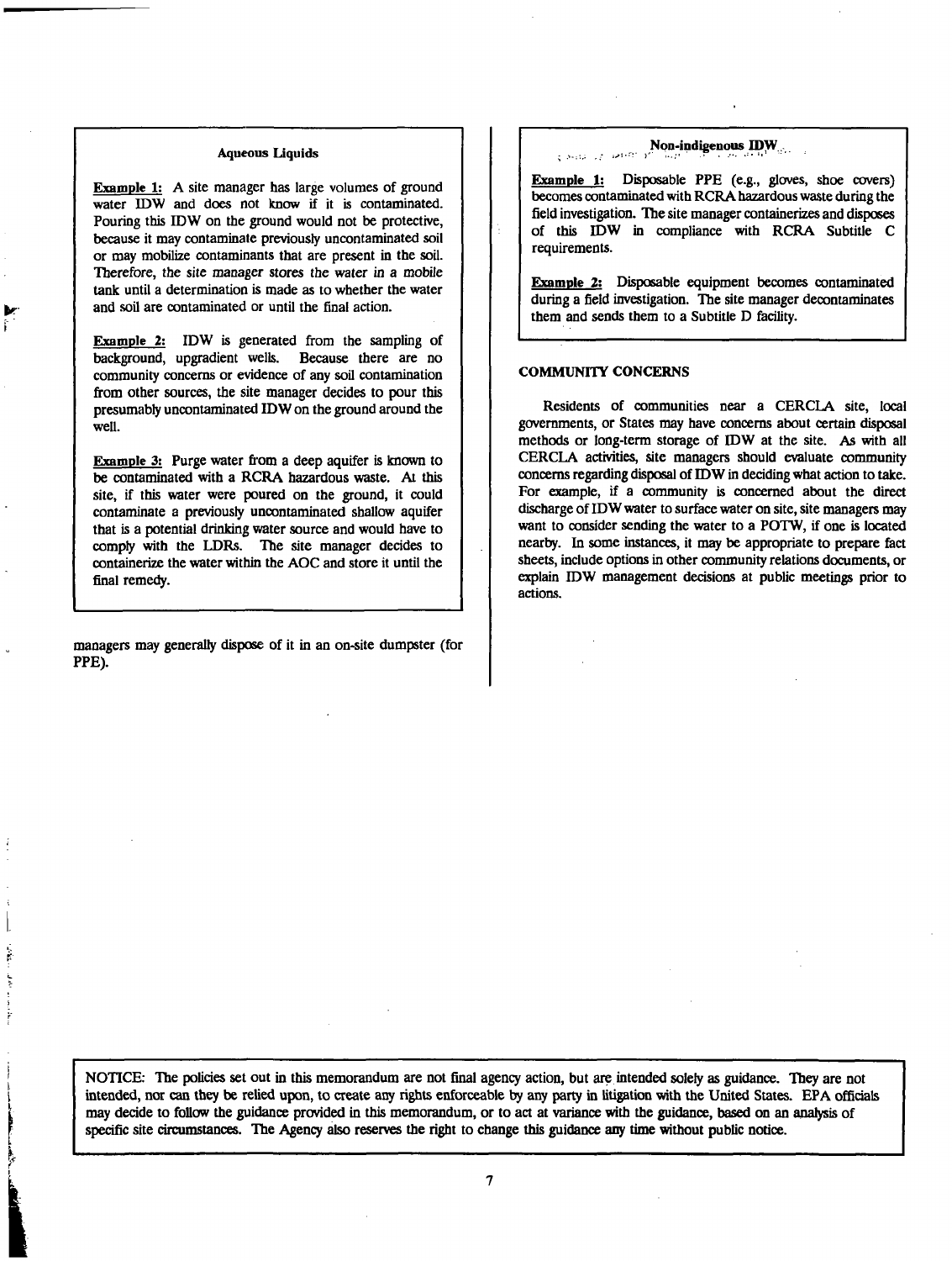**Aqueous Liquids**

__Example 1:__ A site manager has large volumes of ground water IDW and does not know if it is contaminated. Pouring this IDW on the ground would not be protective, because it may contaminate previously uncontaminated soil or may mobilize contaminants that are present in the soil. Therefore, the site manager stores the water in a mobile tank until a determination is made as to whether the water and soil are contaminated or until the final action.

__Example 2:__ IDW is generated from the sampling of background, upgradient wells. Because there are no community concerns or evidence of any soil contamination from other sources, the site manager decides to pour this presumably uncontaminated IDW on the ground around the well.

__Example 3:__ Purge water from a deep aquifer is known to be contaminated with a RCRA hazardous waste. At this site, if this water were poured on the ground, it could contaminate a previously uncontaminated shallow aquifer that is a potential drinking water source and would have to comply with the LDRs. The site manager decides to containerize the water within the AOC and store it until the final remedy.

managers may generally dispose of it in an on-site dumpster (for PPE).

**Non-indigenous IDW**

__Example 1:__ Disposable PPE (e.g., gloves, shoe covers) becomes contaminated with RCRA hazardous waste during the field investigation. The site manager containerizes and disposes of this IDW in compliance with RCRA Subtitle C requirements.

__Example 2:__ Disposable equipment becomes contaminated during a field investigation. The site manager decontaminates them and sends them to a Subtitle D facility.

## COMMUNITY CONCERNS

Residents of communities near a CERCLA site, local governments, or States may have concerns about certain disposal methods or long-term storage of IDW at the site. As with all CERCLA activities, site managers should evaluate community concerns regarding disposal of IDW in deciding what action to take. For example, if a community is concerned about the direct discharge of IDW water to surface water on site, site managers may want to consider sending the water to a POTW, if one is located nearby. In some instances, it may be appropriate to prepare fact sheets, include options in other community relations documents, or explain IDW management decisions at public meetings prior to actions.

NOTICE: The policies set out in this memorandum are not final agency action, but are intended solely as guidance. They are not intended, nor can they be relied upon, to create any rights enforceable by any party in litigation with the United States. EPA officials may decide to follow the guidance provided in this memorandum, or to act at variance with the guidance, based on an analysis of specific site circumstances. The Agency also reserves the right to change this guidance any time without public notice.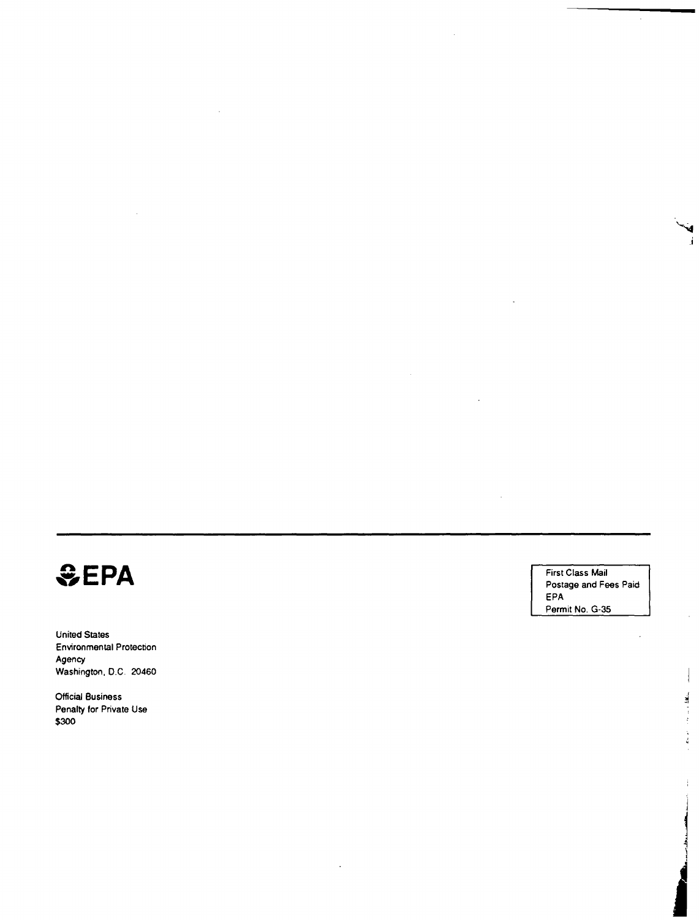EPA

United States
Environmental Protection
Agency
Washington, D.C. 20460

Official Business
Penalty for Private Use
$300

| |
|---|
| First Class Mail<br>Postage and Fees Paid<br>EPA<br>Permit No. G-35 |